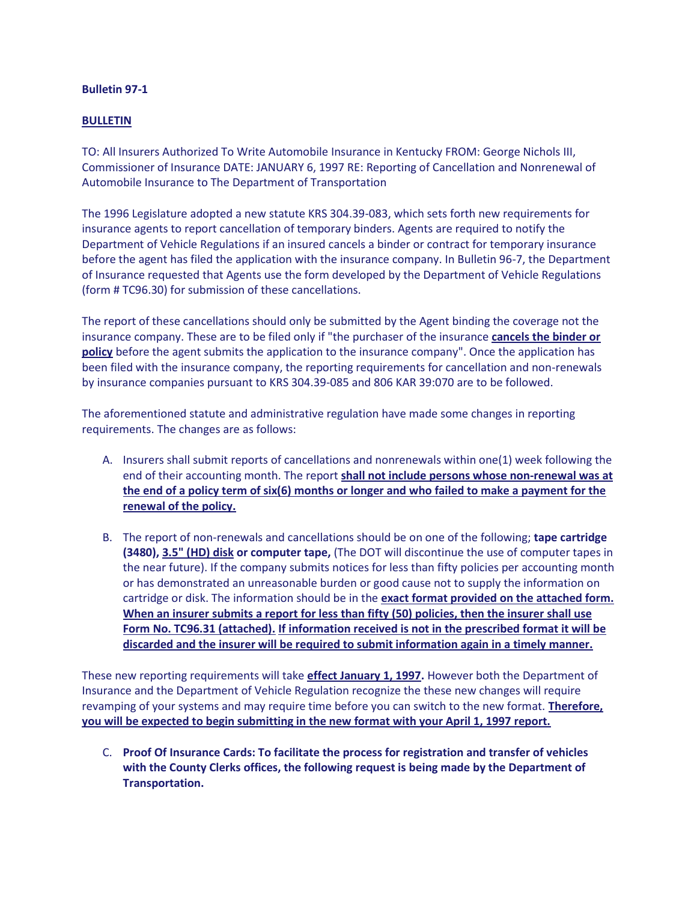**Bulletin 97-1**

**BULLETIN**

TO: All Insurers Authorized To Write Automobile Insurance in Kentucky FROM: George Nichols III, Commissioner of Insurance DATE: JANUARY 6, 1997 RE: Reporting of Cancellation and Nonrenewal of Automobile Insurance to The Department of Transportation

The 1996 Legislature adopted a new statute KRS 304.39-083, which sets forth new requirements for insurance agents to report cancellation of temporary binders. Agents are required to notify the Department of Vehicle Regulations if an insured cancels a binder or contract for temporary insurance before the agent has filed the application with the insurance company. In Bulletin 96-7, the Department of Insurance requested that Agents use the form developed by the Department of Vehicle Regulations (form # TC96.30) for submission of these cancellations.

The report of these cancellations should only be submitted by the Agent binding the coverage not the insurance company. These are to be filed only if "the purchaser of the insurance **cancels the binder or policy** before the agent submits the application to the insurance company". Once the application has been filed with the insurance company, the reporting requirements for cancellation and non-renewals by insurance companies pursuant to KRS 304.39-085 and 806 KAR 39:070 are to be followed.

The aforementioned statute and administrative regulation have made some changes in reporting requirements. The changes are as follows:

A. Insurers shall submit reports of cancellations and nonrenewals within one(1) week following the end of their accounting month. The report **shall not include persons whose non-renewal was at the end of a policy term of six(6) months or longer and who failed to make a payment for the renewal of the policy.**

B. The report of non-renewals and cancellations should be on one of the following; **tape cartridge (3480), 3.5" (HD) disk or computer tape,** (The DOT will discontinue the use of computer tapes in the near future). If the company submits notices for less than fifty policies per accounting month or has demonstrated an unreasonable burden or good cause not to supply the information on cartridge or disk. The information should be in the **exact format provided on the attached form. When an insurer submits a report for less than fifty (50) policies, then the insurer shall use Form No. TC96.31 (attached). If information received is not in the prescribed format it will be discarded and the insurer will be required to submit information again in a timely manner.**

These new reporting requirements will take **effect January 1, 1997.** However both the Department of Insurance and the Department of Vehicle Regulation recognize the these new changes will require revamping of your systems and may require time before you can switch to the new format. **Therefore, you will be expected to begin submitting in the new format with your April 1, 1997 report.**

C. **Proof Of Insurance Cards: To facilitate the process for registration and transfer of vehicles with the County Clerks offices, the following request is being made by the Department of Transportation.**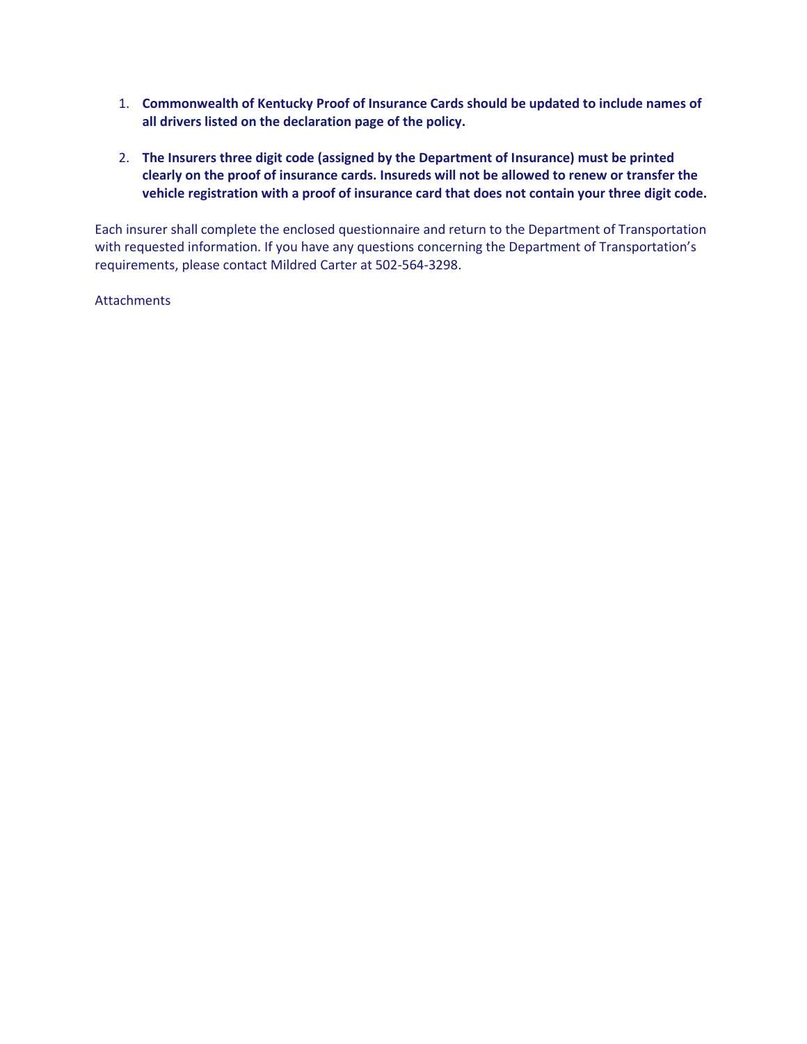1. **Commonwealth of Kentucky Proof of Insurance Cards should be updated to include names of all drivers listed on the declaration page of the policy.**

2. **The Insurers three digit code (assigned by the Department of Insurance) must be printed clearly on the proof of insurance cards. Insureds will not be allowed to renew or transfer the vehicle registration with a proof of insurance card that does not contain your three digit code.**

Each insurer shall complete the enclosed questionnaire and return to the Department of Transportation with requested information. If you have any questions concerning the Department of Transportation's requirements, please contact Mildred Carter at 502-564-3298.

Attachments